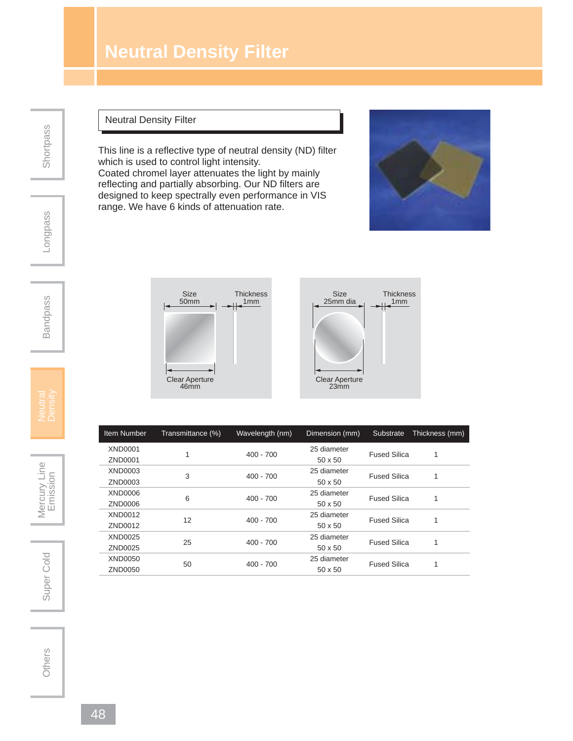# Neutral Density Filter

## Neutral Density Filter

This line is a reflective type of neutral density (ND) filter which is used to control light intensity.
Coated chromel layer attenuates the light by mainly reflecting and partially absorbing. Our ND filters are designed to keep spectrally even performance in VIS range. We have 6 kinds of attenuation rate.

Size 50mm — Thickness 1mm — Clear Aperture 46mm

Size 25mm dia — Thickness 1mm — Clear Aperture 23mm

| Item Number | Transmittance (%) | Wavelength (nm) | Dimension (mm) | Substrate | Thickness (mm) |
|---|---|---|---|---|---|
| XND0001<br>ZND0001 | 1 | 400 - 700 | 25 diameter<br>50 x 50 | Fused Silica | 1 |
| XND0003<br>ZND0003 | 3 | 400 - 700 | 25 diameter<br>50 x 50 | Fused Silica | 1 |
| XND0006<br>ZND0006 | 6 | 400 - 700 | 25 diameter<br>50 x 50 | Fused Silica | 1 |
| XND0012<br>ZND0012 | 12 | 400 - 700 | 25 diameter<br>50 x 50 | Fused Silica | 1 |
| XND0025<br>ZND0025 | 25 | 400 - 700 | 25 diameter<br>50 x 50 | Fused Silica | 1 |
| XND0050<br>ZND0050 | 50 | 400 - 700 | 25 diameter<br>50 x 50 | Fused Silica | 1 |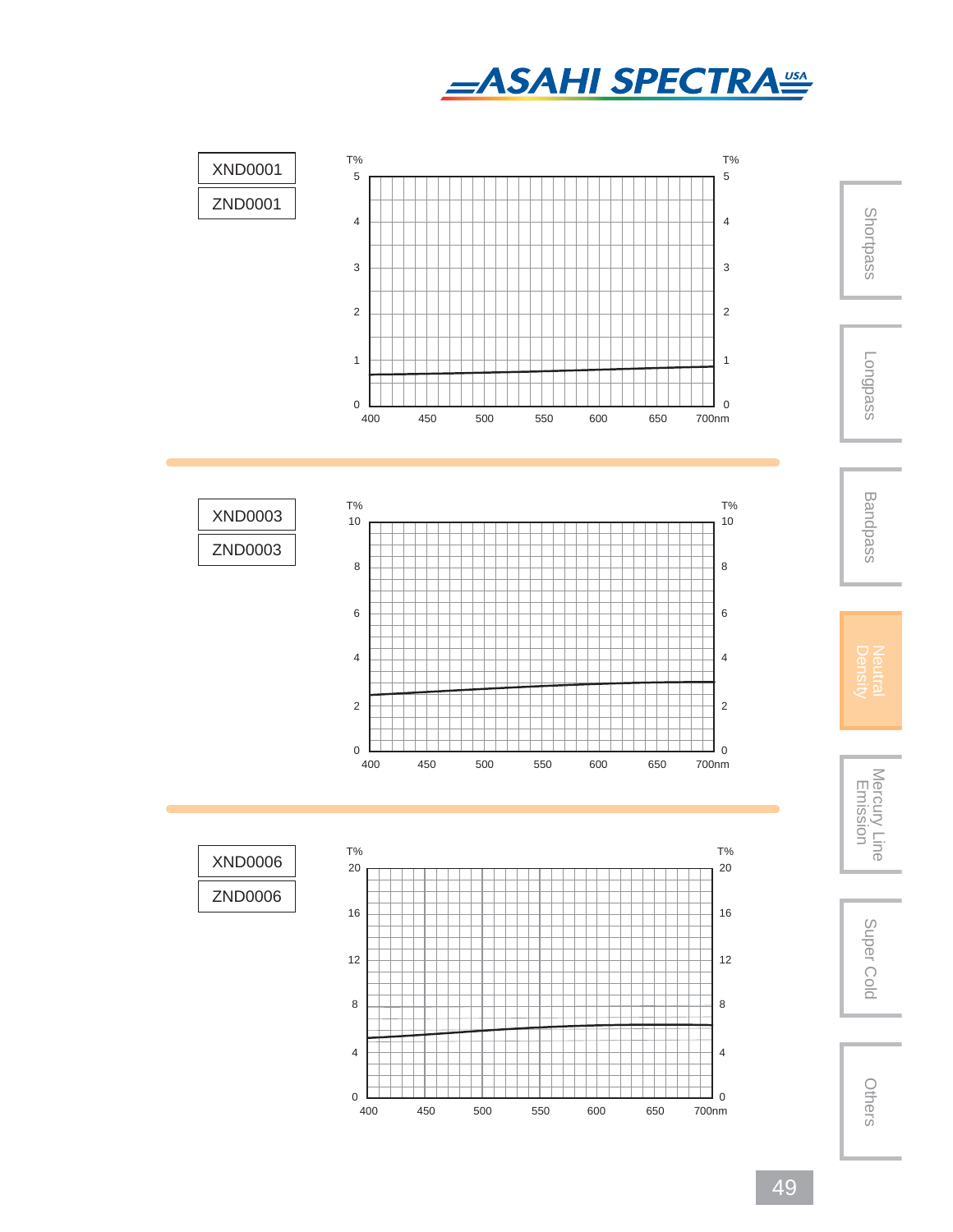XND0001

ZND0001

T%

5

4

3

2

1

0

400 450 500 550 600 650 700nm

XND0003

ZND0003

T%

10

8

6

4

2

0

400 450 500 550 600 650 700nm

XND0006

ZND0006

T%

20

16

12

8

4

0

400 450 500 550 600 650 700nm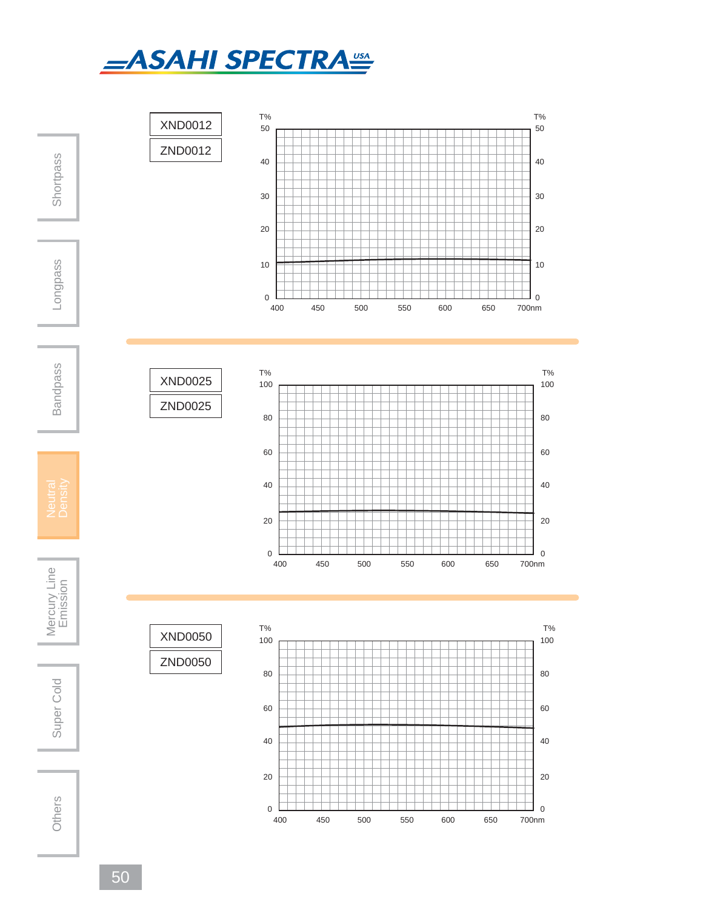XND0012

ZND0012

T%
50
40
30
20
10
0
400 450 500 550 600 650 700nm

XND0025

ZND0025

T%
100
80
60
40
20
0
400 450 500 550 600 650 700nm

XND0050

ZND0050

T%
100
80
60
40
20
0
400 450 500 550 600 650 700nm